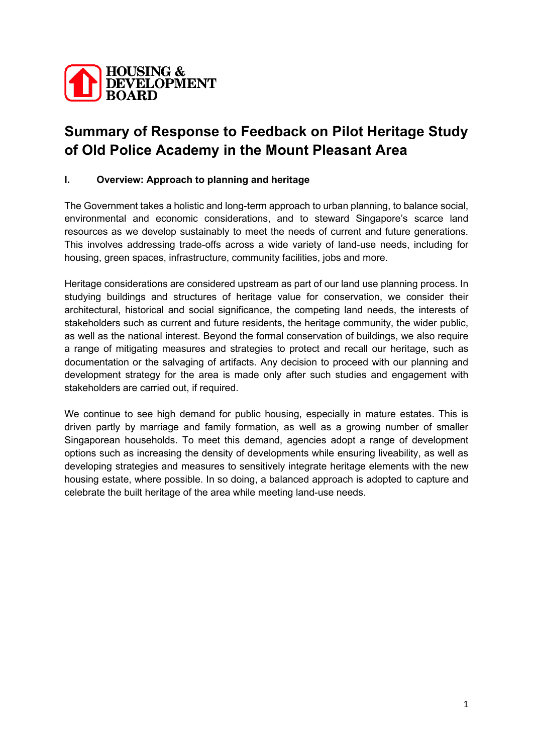HOUSING & DEVELOPMENT BOARD

# Summary of Response to Feedback on Pilot Heritage Study of Old Police Academy in the Mount Pleasant Area

## I. Overview: Approach to planning and heritage

The Government takes a holistic and long-term approach to urban planning, to balance social, environmental and economic considerations, and to steward Singapore's scarce land resources as we develop sustainably to meet the needs of current and future generations. This involves addressing trade-offs across a wide variety of land-use needs, including for housing, green spaces, infrastructure, community facilities, jobs and more.

Heritage considerations are considered upstream as part of our land use planning process. In studying buildings and structures of heritage value for conservation, we consider their architectural, historical and social significance, the competing land needs, the interests of stakeholders such as current and future residents, the heritage community, the wider public, as well as the national interest. Beyond the formal conservation of buildings, we also require a range of mitigating measures and strategies to protect and recall our heritage, such as documentation or the salvaging of artifacts. Any decision to proceed with our planning and development strategy for the area is made only after such studies and engagement with stakeholders are carried out, if required.

We continue to see high demand for public housing, especially in mature estates. This is driven partly by marriage and family formation, as well as a growing number of smaller Singaporean households. To meet this demand, agencies adopt a range of development options such as increasing the density of developments while ensuring liveability, as well as developing strategies and measures to sensitively integrate heritage elements with the new housing estate, where possible. In so doing, a balanced approach is adopted to capture and celebrate the built heritage of the area while meeting land-use needs.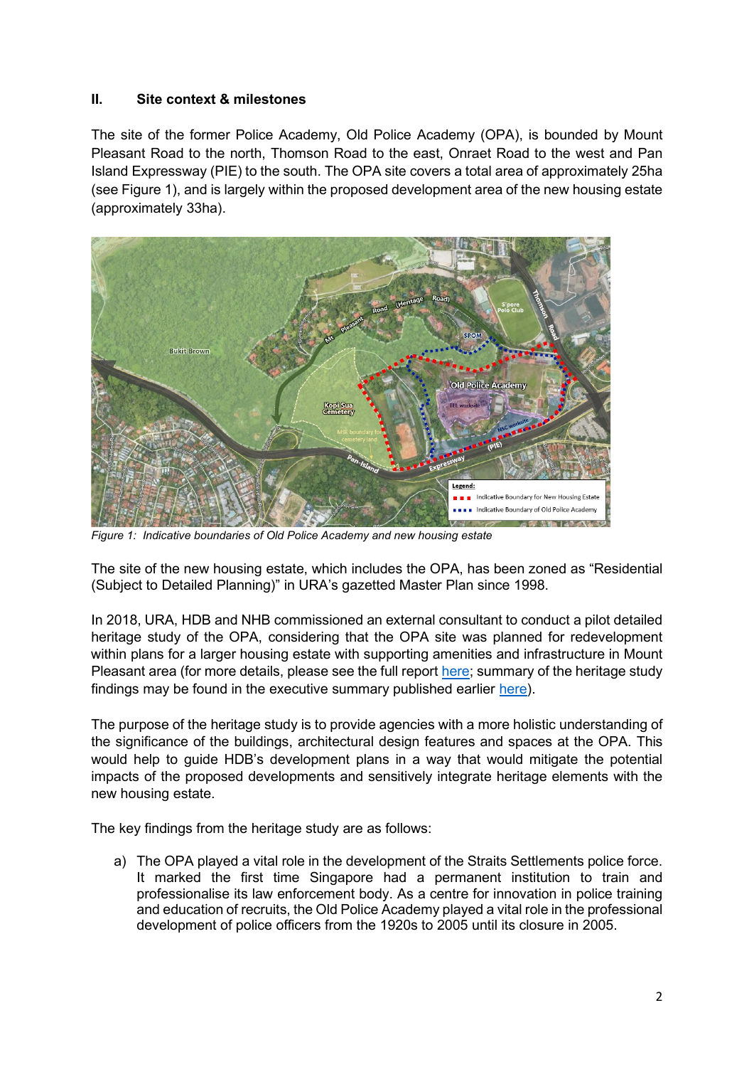## II. Site context & milestones

The site of the former Police Academy, Old Police Academy (OPA), is bounded by Mount Pleasant Road to the north, Thomson Road to the east, Onraet Road to the west and Pan Island Expressway (PIE) to the south. The OPA site covers a total area of approximately 25ha (see Figure 1), and is largely within the proposed development area of the new housing estate (approximately 33ha).

*Figure 1: Indicative boundaries of Old Police Academy and new housing estate*

The site of the new housing estate, which includes the OPA, has been zoned as "Residential (Subject to Detailed Planning)" in URA's gazetted Master Plan since 1998.

In 2018, URA, HDB and NHB commissioned an external consultant to conduct a pilot detailed heritage study of the OPA, considering that the OPA site was planned for redevelopment within plans for a larger housing estate with supporting amenities and infrastructure in Mount Pleasant area (for more details, please see the full report here; summary of the heritage study findings may be found in the executive summary published earlier here).

The purpose of the heritage study is to provide agencies with a more holistic understanding of the significance of the buildings, architectural design features and spaces at the OPA. This would help to guide HDB's development plans in a way that would mitigate the potential impacts of the proposed developments and sensitively integrate heritage elements with the new housing estate.

The key findings from the heritage study are as follows:

a) The OPA played a vital role in the development of the Straits Settlements police force. It marked the first time Singapore had a permanent institution to train and professionalise its law enforcement body. As a centre for innovation in police training and education of recruits, the Old Police Academy played a vital role in the professional development of police officers from the 1920s to 2005 until its closure in 2005.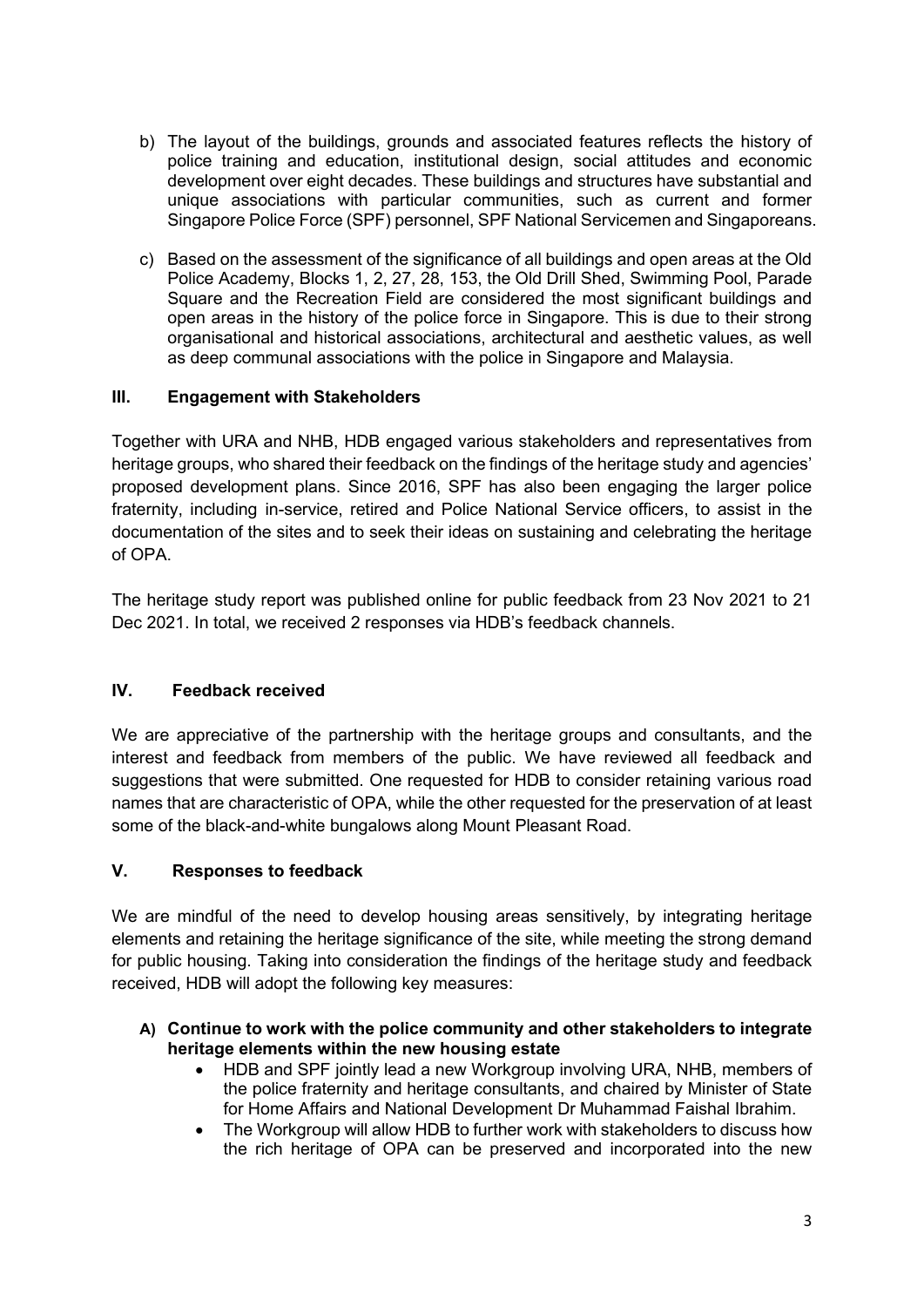b) The layout of the buildings, grounds and associated features reflects the history of police training and education, institutional design, social attitudes and economic development over eight decades. These buildings and structures have substantial and unique associations with particular communities, such as current and former Singapore Police Force (SPF) personnel, SPF National Servicemen and Singaporeans.

c) Based on the assessment of the significance of all buildings and open areas at the Old Police Academy, Blocks 1, 2, 27, 28, 153, the Old Drill Shed, Swimming Pool, Parade Square and the Recreation Field are considered the most significant buildings and open areas in the history of the police force in Singapore. This is due to their strong organisational and historical associations, architectural and aesthetic values, as well as deep communal associations with the police in Singapore and Malaysia.

## III. Engagement with Stakeholders

Together with URA and NHB, HDB engaged various stakeholders and representatives from heritage groups, who shared their feedback on the findings of the heritage study and agencies' proposed development plans. Since 2016, SPF has also been engaging the larger police fraternity, including in-service, retired and Police National Service officers, to assist in the documentation of the sites and to seek their ideas on sustaining and celebrating the heritage of OPA.

The heritage study report was published online for public feedback from 23 Nov 2021 to 21 Dec 2021. In total, we received 2 responses via HDB's feedback channels.

## IV. Feedback received

We are appreciative of the partnership with the heritage groups and consultants, and the interest and feedback from members of the public. We have reviewed all feedback and suggestions that were submitted. One requested for HDB to consider retaining various road names that are characteristic of OPA, while the other requested for the preservation of at least some of the black-and-white bungalows along Mount Pleasant Road.

## V. Responses to feedback

We are mindful of the need to develop housing areas sensitively, by integrating heritage elements and retaining the heritage significance of the site, while meeting the strong demand for public housing. Taking into consideration the findings of the heritage study and feedback received, HDB will adopt the following key measures:

**A) Continue to work with the police community and other stakeholders to integrate heritage elements within the new housing estate**

- HDB and SPF jointly lead a new Workgroup involving URA, NHB, members of the police fraternity and heritage consultants, and chaired by Minister of State for Home Affairs and National Development Dr Muhammad Faishal Ibrahim.
- The Workgroup will allow HDB to further work with stakeholders to discuss how the rich heritage of OPA can be preserved and incorporated into the new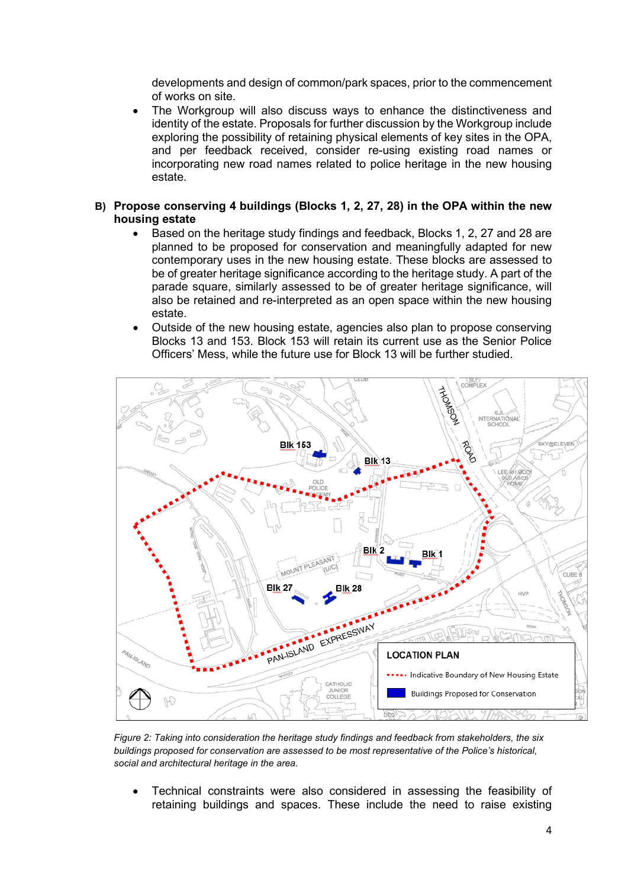developments and design of common/park spaces, prior to the commencement of works on site.

- The Workgroup will also discuss ways to enhance the distinctiveness and identity of the estate. Proposals for further discussion by the Workgroup include exploring the possibility of retaining physical elements of key sites in the OPA, and per feedback received, consider re-using existing road names or incorporating new road names related to police heritage in the new housing estate.

**B) Propose conserving 4 buildings (Blocks 1, 2, 27, 28) in the OPA within the new housing estate**

- Based on the heritage study findings and feedback, Blocks 1, 2, 27 and 28 are planned to be proposed for conservation and meaningfully adapted for new contemporary uses in the new housing estate. These blocks are assessed to be of greater heritage significance according to the heritage study. A part of the parade square, similarly assessed to be of greater heritage significance, will also be retained and re-interpreted as an open space within the new housing estate.
- Outside of the new housing estate, agencies also plan to propose conserving Blocks 13 and 153. Block 153 will retain its current use as the Senior Police Officers' Mess, while the future use for Block 13 will be further studied.

*Figure 2: Taking into consideration the heritage study findings and feedback from stakeholders, the six buildings proposed for conservation are assessed to be most representative of the Police's historical, social and architectural heritage in the area.*

- Technical constraints were also considered in assessing the feasibility of retaining buildings and spaces. These include the need to raise existing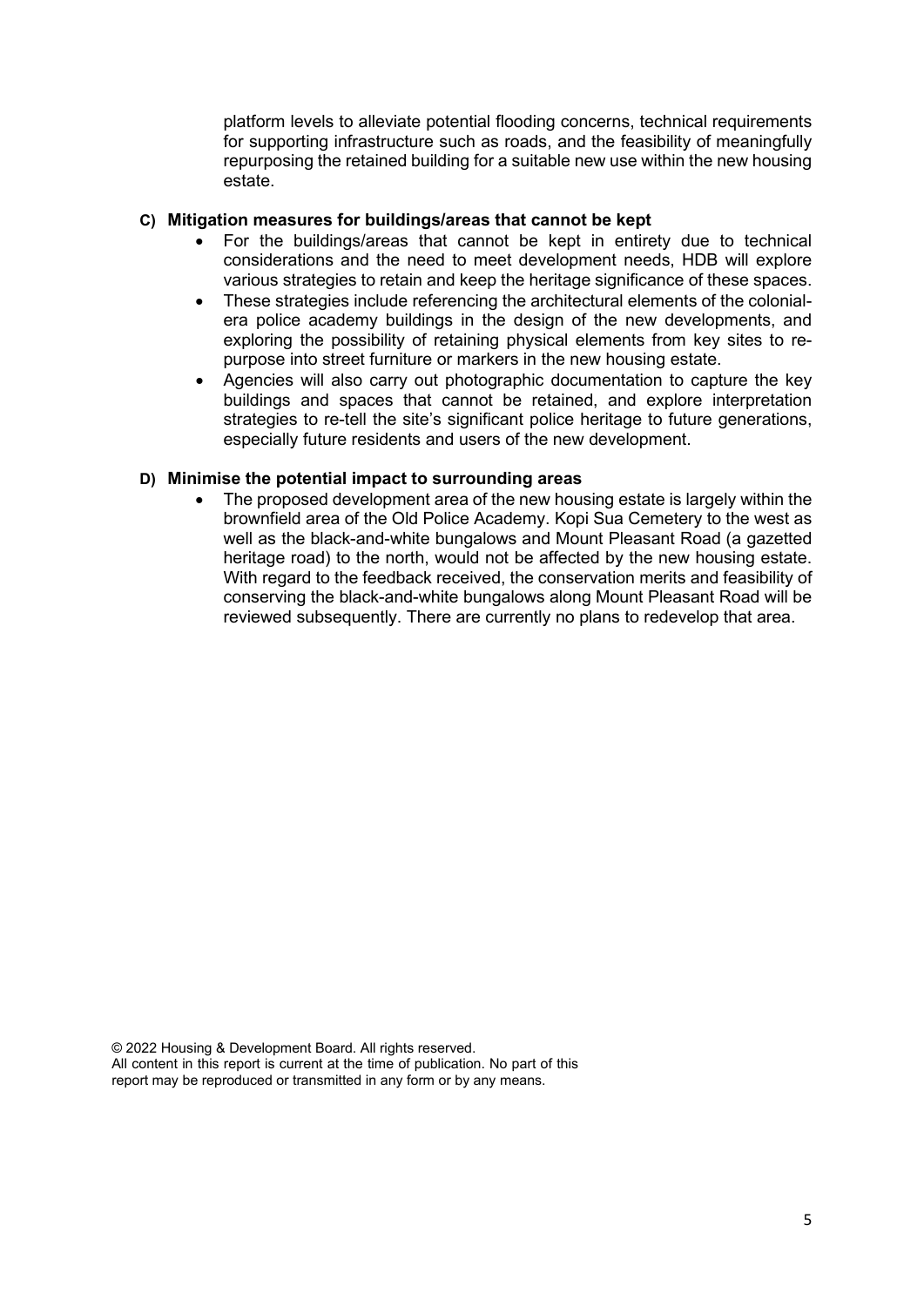platform levels to alleviate potential flooding concerns, technical requirements for supporting infrastructure such as roads, and the feasibility of meaningfully repurposing the retained building for a suitable new use within the new housing estate.

**C) Mitigation measures for buildings/areas that cannot be kept**

- For the buildings/areas that cannot be kept in entirety due to technical considerations and the need to meet development needs, HDB will explore various strategies to retain and keep the heritage significance of these spaces.
- These strategies include referencing the architectural elements of the colonial-era police academy buildings in the design of the new developments, and exploring the possibility of retaining physical elements from key sites to re-purpose into street furniture or markers in the new housing estate.
- Agencies will also carry out photographic documentation to capture the key buildings and spaces that cannot be retained, and explore interpretation strategies to re-tell the site's significant police heritage to future generations, especially future residents and users of the new development.

**D) Minimise the potential impact to surrounding areas**

- The proposed development area of the new housing estate is largely within the brownfield area of the Old Police Academy. Kopi Sua Cemetery to the west as well as the black-and-white bungalows and Mount Pleasant Road (a gazetted heritage road) to the north, would not be affected by the new housing estate. With regard to the feedback received, the conservation merits and feasibility of conserving the black-and-white bungalows along Mount Pleasant Road will be reviewed subsequently. There are currently no plans to redevelop that area.

© 2022 Housing & Development Board. All rights reserved.
All content in this report is current at the time of publication. No part of this report may be reproduced or transmitted in any form or by any means.